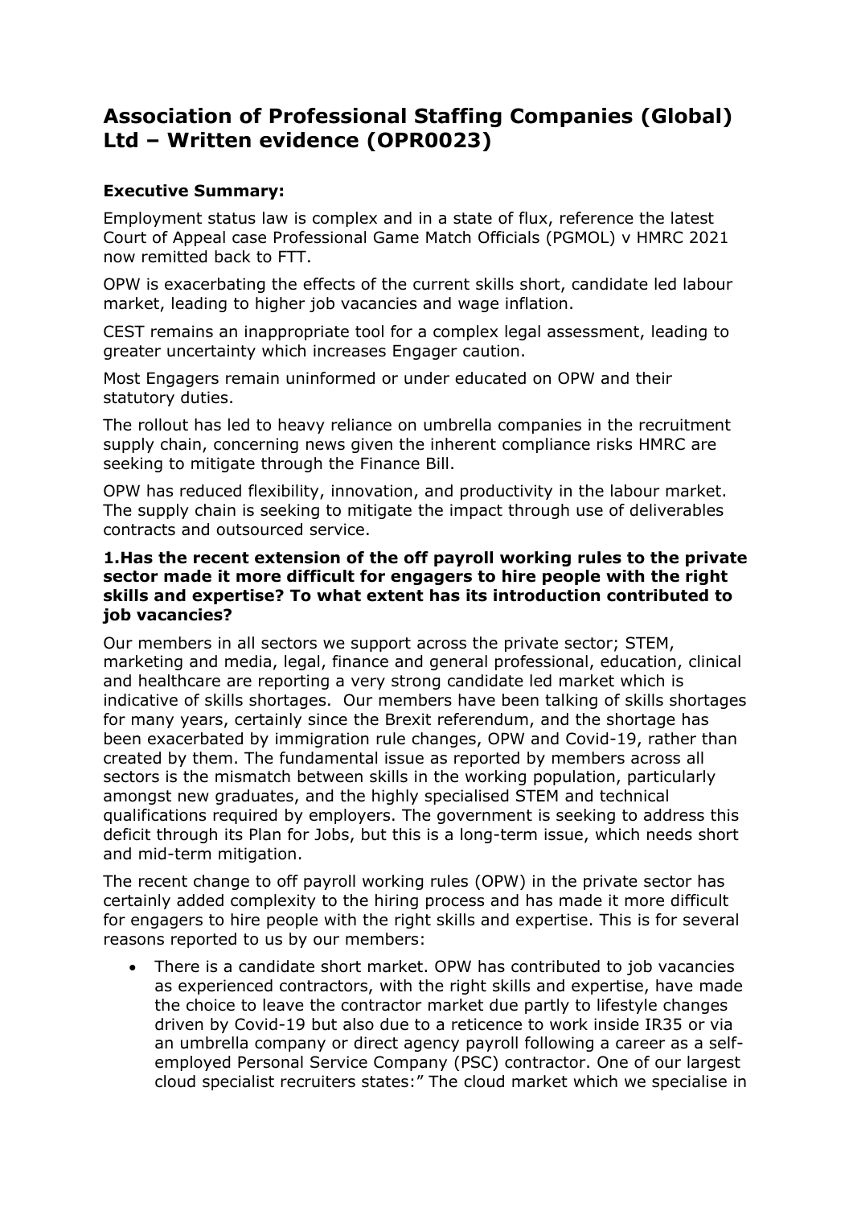# Association of Professional Staffing Companies (Global) Ltd – Written evidence (OPR0023)

**Executive Summary:**

Employment status law is complex and in a state of flux, reference the latest Court of Appeal case Professional Game Match Officials (PGMOL) v HMRC 2021 now remitted back to FTT.

OPW is exacerbating the effects of the current skills short, candidate led labour market, leading to higher job vacancies and wage inflation.

CEST remains an inappropriate tool for a complex legal assessment, leading to greater uncertainty which increases Engager caution.

Most Engagers remain uninformed or under educated on OPW and their statutory duties.

The rollout has led to heavy reliance on umbrella companies in the recruitment supply chain, concerning news given the inherent compliance risks HMRC are seeking to mitigate through the Finance Bill.

OPW has reduced flexibility, innovation, and productivity in the labour market. The supply chain is seeking to mitigate the impact through use of deliverables contracts and outsourced service.

**1.Has the recent extension of the off payroll working rules to the private sector made it more difficult for engagers to hire people with the right skills and expertise? To what extent has its introduction contributed to job vacancies?**

Our members in all sectors we support across the private sector; STEM, marketing and media, legal, finance and general professional, education, clinical and healthcare are reporting a very strong candidate led market which is indicative of skills shortages. Our members have been talking of skills shortages for many years, certainly since the Brexit referendum, and the shortage has been exacerbated by immigration rule changes, OPW and Covid-19, rather than created by them. The fundamental issue as reported by members across all sectors is the mismatch between skills in the working population, particularly amongst new graduates, and the highly specialised STEM and technical qualifications required by employers. The government is seeking to address this deficit through its Plan for Jobs, but this is a long-term issue, which needs short and mid-term mitigation.

The recent change to off payroll working rules (OPW) in the private sector has certainly added complexity to the hiring process and has made it more difficult for engagers to hire people with the right skills and expertise. This is for several reasons reported to us by our members:

- There is a candidate short market. OPW has contributed to job vacancies as experienced contractors, with the right skills and expertise, have made the choice to leave the contractor market due partly to lifestyle changes driven by Covid-19 but also due to a reticence to work inside IR35 or via an umbrella company or direct agency payroll following a career as a self-employed Personal Service Company (PSC) contractor. One of our largest cloud specialist recruiters states:" The cloud market which we specialise in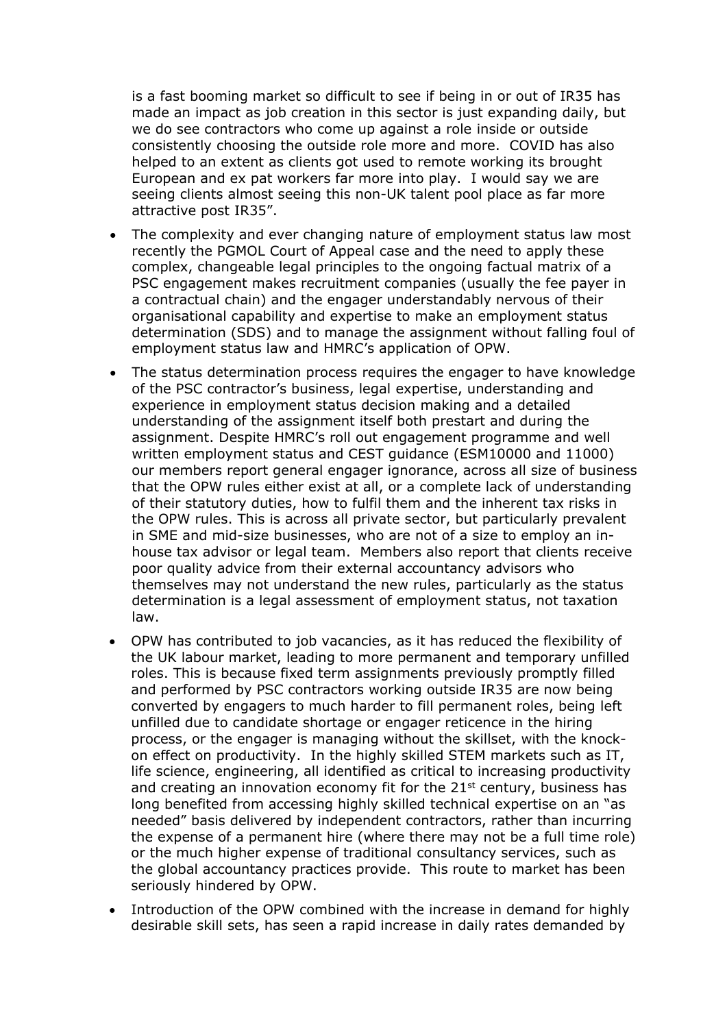is a fast booming market so difficult to see if being in or out of IR35 has made an impact as job creation in this sector is just expanding daily, but we do see contractors who come up against a role inside or outside consistently choosing the outside role more and more. COVID has also helped to an extent as clients got used to remote working its brought European and ex pat workers far more into play. I would say we are seeing clients almost seeing this non-UK talent pool place as far more attractive post IR35".

- The complexity and ever changing nature of employment status law most recently the PGMOL Court of Appeal case and the need to apply these complex, changeable legal principles to the ongoing factual matrix of a PSC engagement makes recruitment companies (usually the fee payer in a contractual chain) and the engager understandably nervous of their organisational capability and expertise to make an employment status determination (SDS) and to manage the assignment without falling foul of employment status law and HMRC's application of OPW.
- The status determination process requires the engager to have knowledge of the PSC contractor's business, legal expertise, understanding and experience in employment status decision making and a detailed understanding of the assignment itself both prestart and during the assignment. Despite HMRC's roll out engagement programme and well written employment status and CEST guidance (ESM10000 and 11000) our members report general engager ignorance, across all size of business that the OPW rules either exist at all, or a complete lack of understanding of their statutory duties, how to fulfil them and the inherent tax risks in the OPW rules. This is across all private sector, but particularly prevalent in SME and mid-size businesses, who are not of a size to employ an in-house tax advisor or legal team. Members also report that clients receive poor quality advice from their external accountancy advisors who themselves may not understand the new rules, particularly as the status determination is a legal assessment of employment status, not taxation law.
- OPW has contributed to job vacancies, as it has reduced the flexibility of the UK labour market, leading to more permanent and temporary unfilled roles. This is because fixed term assignments previously promptly filled and performed by PSC contractors working outside IR35 are now being converted by engagers to much harder to fill permanent roles, being left unfilled due to candidate shortage or engager reticence in the hiring process, or the engager is managing without the skillset, with the knock-on effect on productivity. In the highly skilled STEM markets such as IT, life science, engineering, all identified as critical to increasing productivity and creating an innovation economy fit for the 21st century, business has long benefited from accessing highly skilled technical expertise on an "as needed" basis delivered by independent contractors, rather than incurring the expense of a permanent hire (where there may not be a full time role) or the much higher expense of traditional consultancy services, such as the global accountancy practices provide. This route to market has been seriously hindered by OPW.
- Introduction of the OPW combined with the increase in demand for highly desirable skill sets, has seen a rapid increase in daily rates demanded by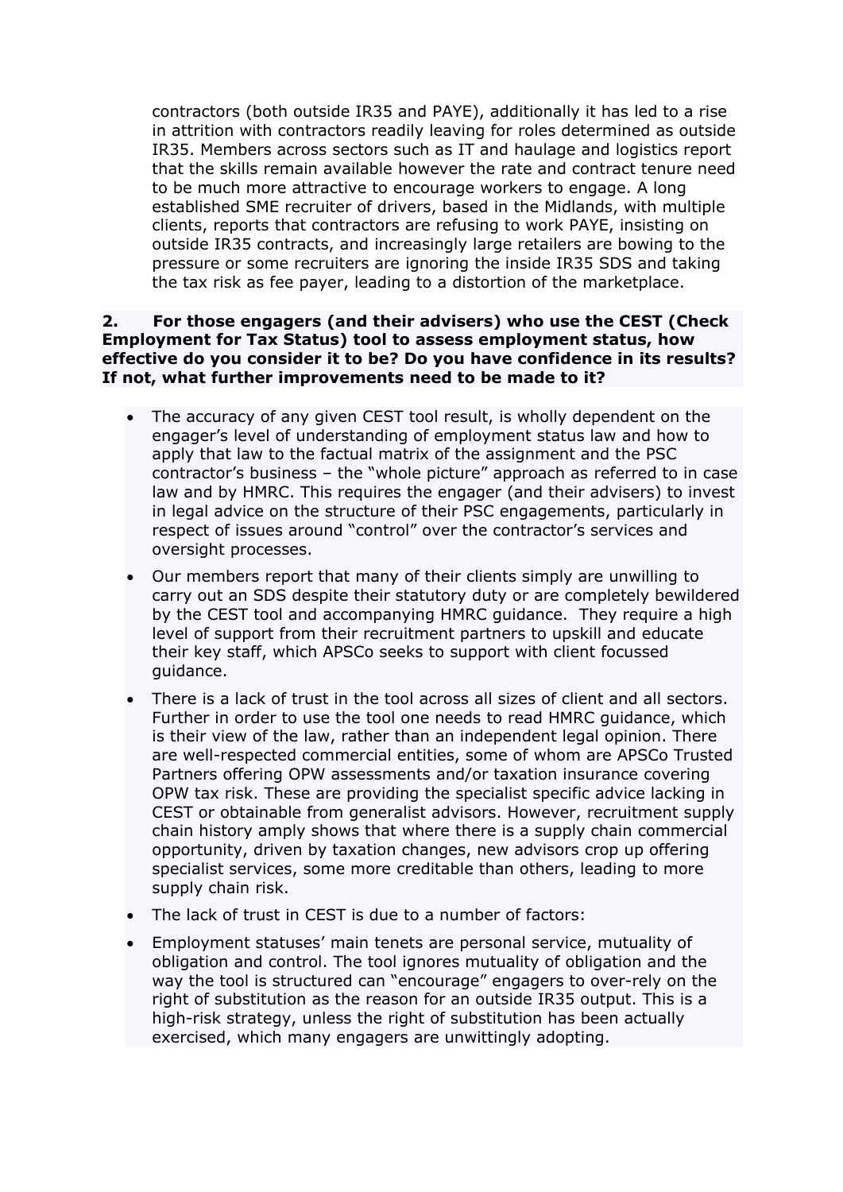contractors (both outside IR35 and PAYE), additionally it has led to a rise in attrition with contractors readily leaving for roles determined as outside IR35. Members across sectors such as IT and haulage and logistics report that the skills remain available however the rate and contract tenure need to be much more attractive to encourage workers to engage. A long established SME recruiter of drivers, based in the Midlands, with multiple clients, reports that contractors are refusing to work PAYE, insisting on outside IR35 contracts, and increasingly large retailers are bowing to the pressure or some recruiters are ignoring the inside IR35 SDS and taking the tax risk as fee payer, leading to a distortion of the marketplace.

**2. For those engagers (and their advisers) who use the CEST (Check Employment for Tax Status) tool to assess employment status, how effective do you consider it to be? Do you have confidence in its results? If not, what further improvements need to be made to it?**

- The accuracy of any given CEST tool result, is wholly dependent on the engager's level of understanding of employment status law and how to apply that law to the factual matrix of the assignment and the PSC contractor's business – the "whole picture" approach as referred to in case law and by HMRC. This requires the engager (and their advisers) to invest in legal advice on the structure of their PSC engagements, particularly in respect of issues around "control" over the contractor's services and oversight processes.
- Our members report that many of their clients simply are unwilling to carry out an SDS despite their statutory duty or are completely bewildered by the CEST tool and accompanying HMRC guidance. They require a high level of support from their recruitment partners to upskill and educate their key staff, which APSCo seeks to support with client focussed guidance.
- There is a lack of trust in the tool across all sizes of client and all sectors. Further in order to use the tool one needs to read HMRC guidance, which is their view of the law, rather than an independent legal opinion. There are well-respected commercial entities, some of whom are APSCo Trusted Partners offering OPW assessments and/or taxation insurance covering OPW tax risk. These are providing the specialist specific advice lacking in CEST or obtainable from generalist advisors. However, recruitment supply chain history amply shows that where there is a supply chain commercial opportunity, driven by taxation changes, new advisors crop up offering specialist services, some more creditable than others, leading to more supply chain risk.
- The lack of trust in CEST is due to a number of factors:
- Employment statuses' main tenets are personal service, mutuality of obligation and control. The tool ignores mutuality of obligation and the way the tool is structured can "encourage" engagers to over-rely on the right of substitution as the reason for an outside IR35 output. This is a high-risk strategy, unless the right of substitution has been actually exercised, which many engagers are unwittingly adopting.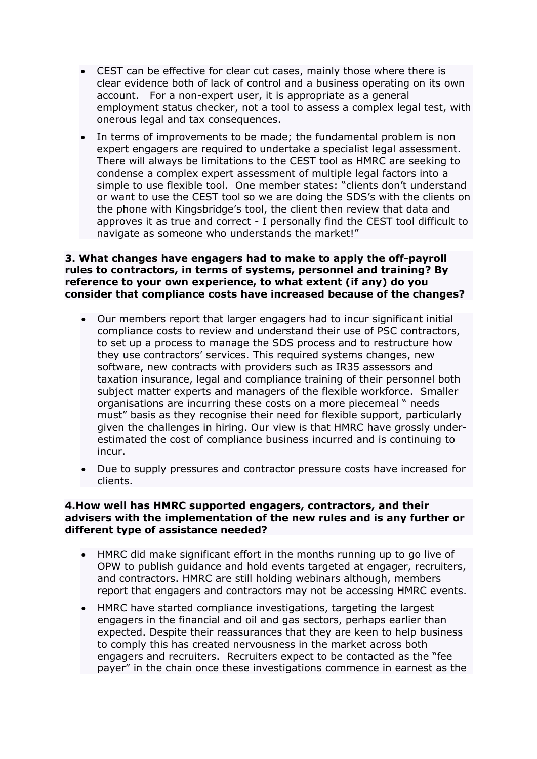- CEST can be effective for clear cut cases, mainly those where there is clear evidence both of lack of control and a business operating on its own account. For a non-expert user, it is appropriate as a general employment status checker, not a tool to assess a complex legal test, with onerous legal and tax consequences.
- In terms of improvements to be made; the fundamental problem is non expert engagers are required to undertake a specialist legal assessment. There will always be limitations to the CEST tool as HMRC are seeking to condense a complex expert assessment of multiple legal factors into a simple to use flexible tool. One member states: "clients don't understand or want to use the CEST tool so we are doing the SDS's with the clients on the phone with Kingsbridge's tool, the client then review that data and approves it as true and correct - I personally find the CEST tool difficult to navigate as someone who understands the market!"

**3. What changes have engagers had to make to apply the off-payroll rules to contractors, in terms of systems, personnel and training? By reference to your own experience, to what extent (if any) do you consider that compliance costs have increased because of the changes?**

- Our members report that larger engagers had to incur significant initial compliance costs to review and understand their use of PSC contractors, to set up a process to manage the SDS process and to restructure how they use contractors' services. This required systems changes, new software, new contracts with providers such as IR35 assessors and taxation insurance, legal and compliance training of their personnel both subject matter experts and managers of the flexible workforce. Smaller organisations are incurring these costs on a more piecemeal " needs must" basis as they recognise their need for flexible support, particularly given the challenges in hiring. Our view is that HMRC have grossly under-estimated the cost of compliance business incurred and is continuing to incur.
- Due to supply pressures and contractor pressure costs have increased for clients.

**4.How well has HMRC supported engagers, contractors, and their advisers with the implementation of the new rules and is any further or different type of assistance needed?**

- HMRC did make significant effort in the months running up to go live of OPW to publish guidance and hold events targeted at engager, recruiters, and contractors. HMRC are still holding webinars although, members report that engagers and contractors may not be accessing HMRC events.
- HMRC have started compliance investigations, targeting the largest engagers in the financial and oil and gas sectors, perhaps earlier than expected. Despite their reassurances that they are keen to help business to comply this has created nervousness in the market across both engagers and recruiters. Recruiters expect to be contacted as the "fee payer" in the chain once these investigations commence in earnest as the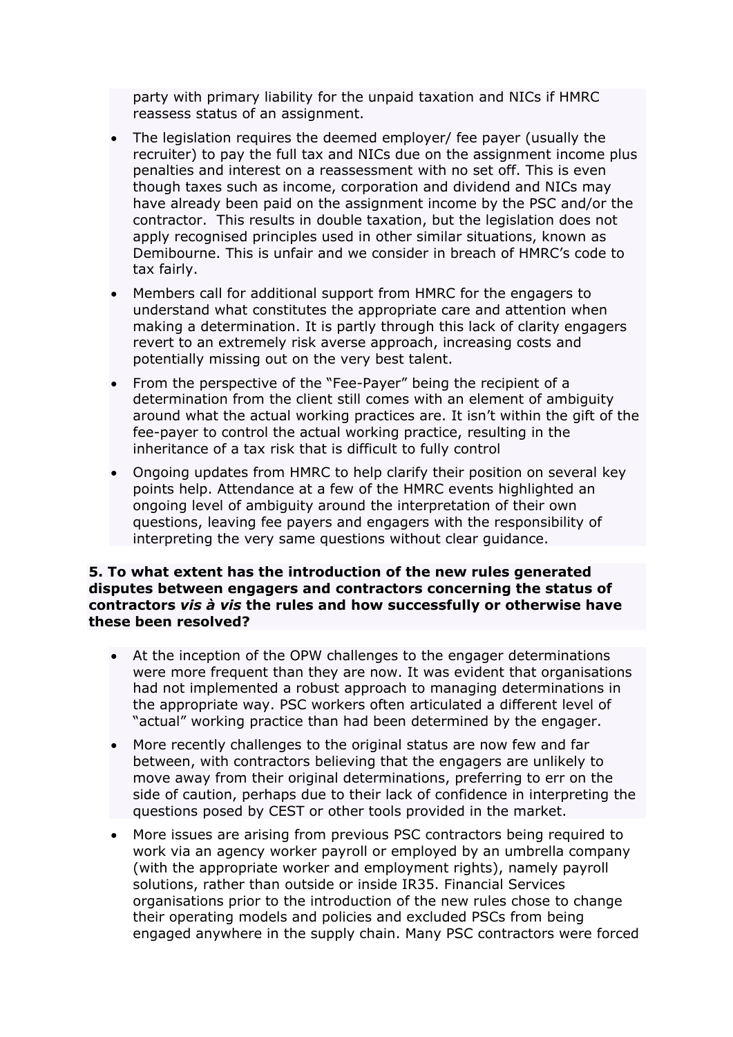party with primary liability for the unpaid taxation and NICs if HMRC reassess status of an assignment.

- The legislation requires the deemed employer/ fee payer (usually the recruiter) to pay the full tax and NICs due on the assignment income plus penalties and interest on a reassessment with no set off. This is even though taxes such as income, corporation and dividend and NICs may have already been paid on the assignment income by the PSC and/or the contractor. This results in double taxation, but the legislation does not apply recognised principles used in other similar situations, known as Demibourne. This is unfair and we consider in breach of HMRC's code to tax fairly.
- Members call for additional support from HMRC for the engagers to understand what constitutes the appropriate care and attention when making a determination. It is partly through this lack of clarity engagers revert to an extremely risk averse approach, increasing costs and potentially missing out on the very best talent.
- From the perspective of the "Fee-Payer" being the recipient of a determination from the client still comes with an element of ambiguity around what the actual working practices are. It isn't within the gift of the fee-payer to control the actual working practice, resulting in the inheritance of a tax risk that is difficult to fully control
- Ongoing updates from HMRC to help clarify their position on several key points help. Attendance at a few of the HMRC events highlighted an ongoing level of ambiguity around the interpretation of their own questions, leaving fee payers and engagers with the responsibility of interpreting the very same questions without clear guidance.

**5. To what extent has the introduction of the new rules generated disputes between engagers and contractors concerning the status of contractors *vis à vis* the rules and how successfully or otherwise have these been resolved?**

- At the inception of the OPW challenges to the engager determinations were more frequent than they are now. It was evident that organisations had not implemented a robust approach to managing determinations in the appropriate way. PSC workers often articulated a different level of "actual" working practice than had been determined by the engager.
- More recently challenges to the original status are now few and far between, with contractors believing that the engagers are unlikely to move away from their original determinations, preferring to err on the side of caution, perhaps due to their lack of confidence in interpreting the questions posed by CEST or other tools provided in the market.
- More issues are arising from previous PSC contractors being required to work via an agency worker payroll or employed by an umbrella company (with the appropriate worker and employment rights), namely payroll solutions, rather than outside or inside IR35. Financial Services organisations prior to the introduction of the new rules chose to change their operating models and policies and excluded PSCs from being engaged anywhere in the supply chain. Many PSC contractors were forced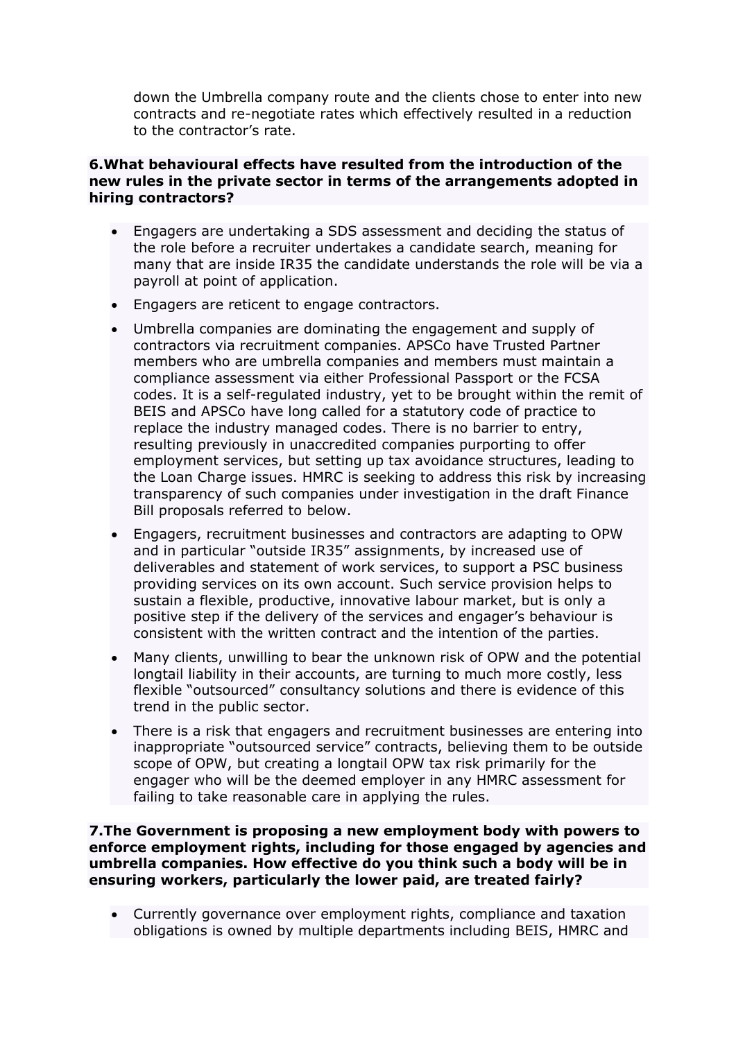down the Umbrella company route and the clients chose to enter into new contracts and re-negotiate rates which effectively resulted in a reduction to the contractor's rate.

**6.What behavioural effects have resulted from the introduction of the new rules in the private sector in terms of the arrangements adopted in hiring contractors?**

- Engagers are undertaking a SDS assessment and deciding the status of the role before a recruiter undertakes a candidate search, meaning for many that are inside IR35 the candidate understands the role will be via a payroll at point of application.
- Engagers are reticent to engage contractors.
- Umbrella companies are dominating the engagement and supply of contractors via recruitment companies. APSCo have Trusted Partner members who are umbrella companies and members must maintain a compliance assessment via either Professional Passport or the FCSA codes. It is a self-regulated industry, yet to be brought within the remit of BEIS and APSCo have long called for a statutory code of practice to replace the industry managed codes. There is no barrier to entry, resulting previously in unaccredited companies purporting to offer employment services, but setting up tax avoidance structures, leading to the Loan Charge issues. HMRC is seeking to address this risk by increasing transparency of such companies under investigation in the draft Finance Bill proposals referred to below.
- Engagers, recruitment businesses and contractors are adapting to OPW and in particular "outside IR35" assignments, by increased use of deliverables and statement of work services, to support a PSC business providing services on its own account. Such service provision helps to sustain a flexible, productive, innovative labour market, but is only a positive step if the delivery of the services and engager's behaviour is consistent with the written contract and the intention of the parties.
- Many clients, unwilling to bear the unknown risk of OPW and the potential longtail liability in their accounts, are turning to much more costly, less flexible "outsourced" consultancy solutions and there is evidence of this trend in the public sector.
- There is a risk that engagers and recruitment businesses are entering into inappropriate "outsourced service" contracts, believing them to be outside scope of OPW, but creating a longtail OPW tax risk primarily for the engager who will be the deemed employer in any HMRC assessment for failing to take reasonable care in applying the rules.

**7.The Government is proposing a new employment body with powers to enforce employment rights, including for those engaged by agencies and umbrella companies. How effective do you think such a body will be in ensuring workers, particularly the lower paid, are treated fairly?**

- Currently governance over employment rights, compliance and taxation obligations is owned by multiple departments including BEIS, HMRC and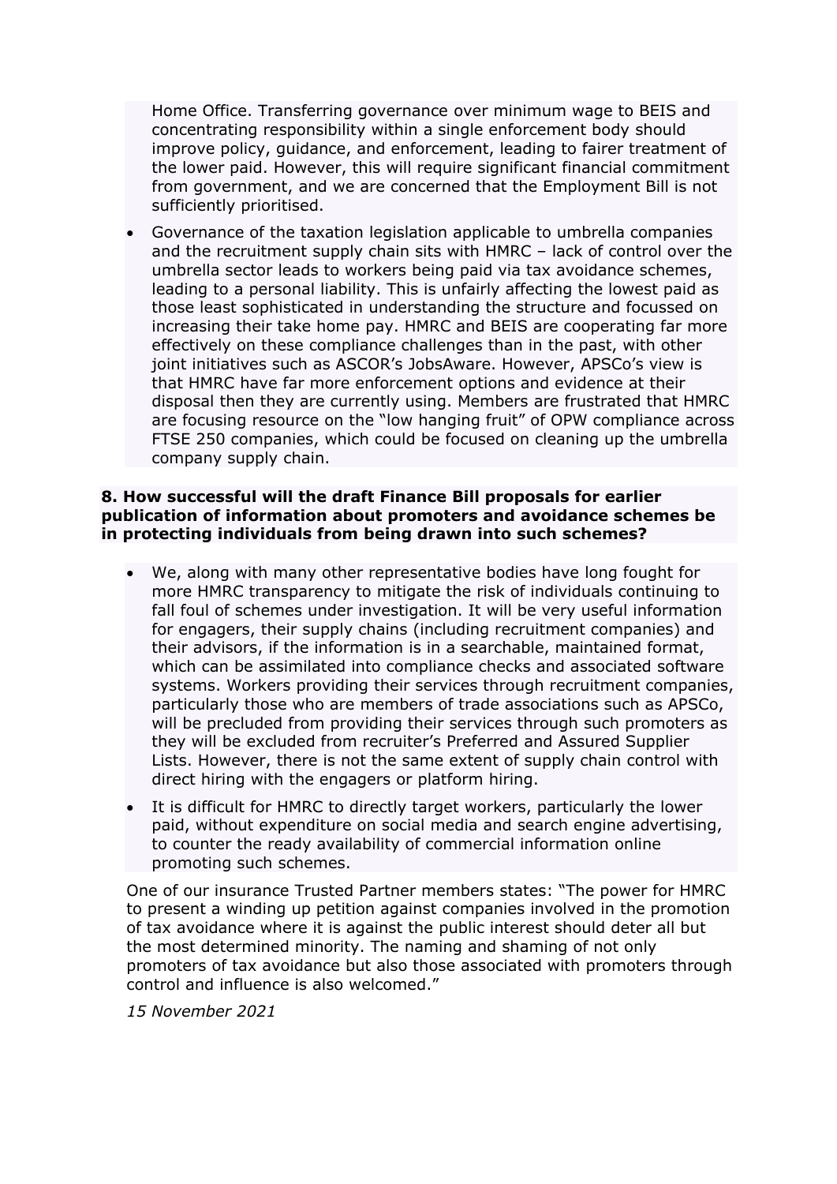Home Office. Transferring governance over minimum wage to BEIS and concentrating responsibility within a single enforcement body should improve policy, guidance, and enforcement, leading to fairer treatment of the lower paid. However, this will require significant financial commitment from government, and we are concerned that the Employment Bill is not sufficiently prioritised.

- Governance of the taxation legislation applicable to umbrella companies and the recruitment supply chain sits with HMRC – lack of control over the umbrella sector leads to workers being paid via tax avoidance schemes, leading to a personal liability. This is unfairly affecting the lowest paid as those least sophisticated in understanding the structure and focussed on increasing their take home pay. HMRC and BEIS are cooperating far more effectively on these compliance challenges than in the past, with other joint initiatives such as ASCOR's JobsAware. However, APSCo's view is that HMRC have far more enforcement options and evidence at their disposal then they are currently using. Members are frustrated that HMRC are focusing resource on the "low hanging fruit" of OPW compliance across FTSE 250 companies, which could be focused on cleaning up the umbrella company supply chain.

**8. How successful will the draft Finance Bill proposals for earlier publication of information about promoters and avoidance schemes be in protecting individuals from being drawn into such schemes?**

- We, along with many other representative bodies have long fought for more HMRC transparency to mitigate the risk of individuals continuing to fall foul of schemes under investigation. It will be very useful information for engagers, their supply chains (including recruitment companies) and their advisors, if the information is in a searchable, maintained format, which can be assimilated into compliance checks and associated software systems. Workers providing their services through recruitment companies, particularly those who are members of trade associations such as APSCo, will be precluded from providing their services through such promoters as they will be excluded from recruiter's Preferred and Assured Supplier Lists. However, there is not the same extent of supply chain control with direct hiring with the engagers or platform hiring.
- It is difficult for HMRC to directly target workers, particularly the lower paid, without expenditure on social media and search engine advertising, to counter the ready availability of commercial information online promoting such schemes.

One of our insurance Trusted Partner members states: "The power for HMRC to present a winding up petition against companies involved in the promotion of tax avoidance where it is against the public interest should deter all but the most determined minority. The naming and shaming of not only promoters of tax avoidance but also those associated with promoters through control and influence is also welcomed."

*15 November 2021*